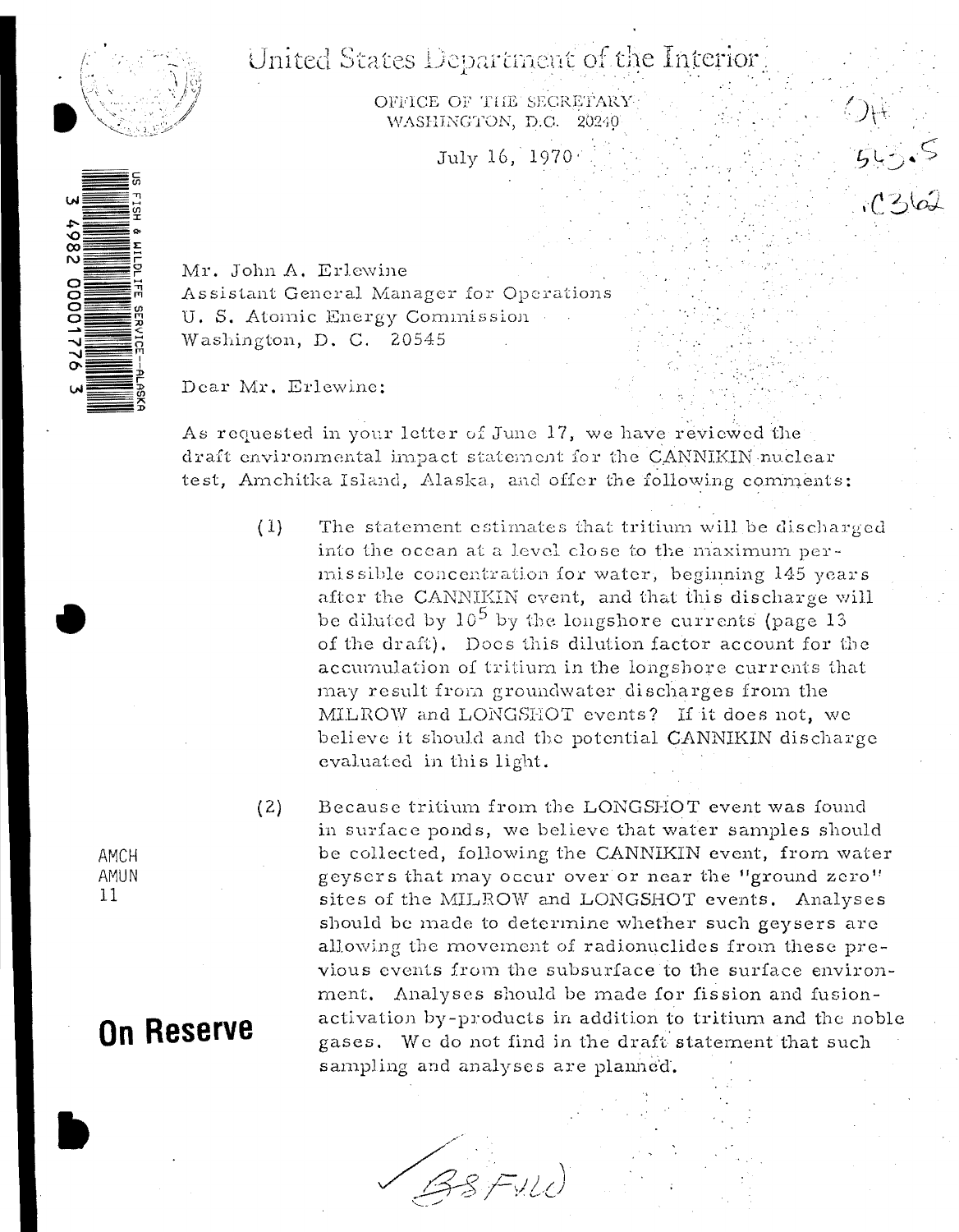# United States Department of the Interior

OFFICE OF THE SECRETARY
WASHINGTON, D.C. 20240

July 16, 1970

QH
545.5
.C362

US FISH & WILDLIFE SERVICE—ALASKA

3 4982 00001776 3

Mr. John A. Erlewine
Assistant General Manager for Operations
U. S. Atomic Energy Commission
Washington, D. C. 20545

Dear Mr. Erlewine:

As requested in your letter of June 17, we have reviewed the draft environmental impact statement for the CANNIKIN nuclear test, Amchitka Island, Alaska, and offer the following comments:

(1) The statement estimates that tritium will be discharged into the ocean at a level close to the maximum permissible concentration for water, beginning 145 years after the CANNIKIN event, and that this discharge will be diluted by $10^5$ by the longshore currents (page 13 of the draft). Does this dilution factor account for the accumulation of tritium in the longshore currents that may result from groundwater discharges from the MILROW and LONGSHOT events? If it does not, we believe it should and the potential CANNIKIN discharge evaluated in this light.

(2) Because tritium from the LONGSHOT event was found in surface ponds, we believe that water samples should be collected, following the CANNIKIN event, from water geysers that may occur over or near the "ground zero" sites of the MILROW and LONGSHOT events. Analyses should be made to determine whether such geysers are allowing the movement of radionuclides from these previous events from the subsurface to the surface environment. Analyses should be made for fission and fusion-activation by-products in addition to tritium and the noble gases. We do not find in the draft statement that such sampling and analyses are planned.

AMCH
AMUN
11

**On Reserve**

BS FWD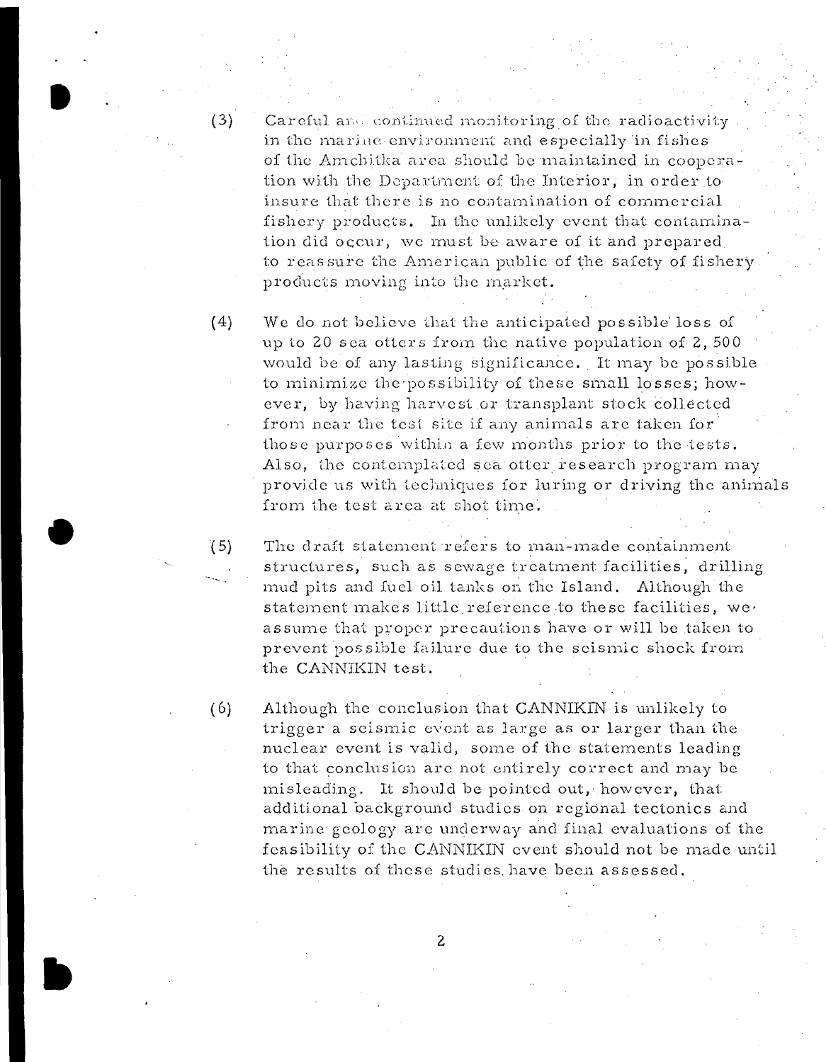(3) Careful and continued monitoring of the radioactivity in the marine environment and especially in fishes of the Amchitka area should be maintained in cooperation with the Department of the Interior, in order to insure that there is no contamination of commercial fishery products. In the unlikely event that contamination did occur, we must be aware of it and prepared to reassure the American public of the safety of fishery products moving into the market.

(4) We do not believe that the anticipated possible loss of up to 20 sea otters from the native population of 2,500 would be of any lasting significance. It may be possible to minimize the possibility of these small losses; however, by having harvest or transplant stock collected from near the test site if any animals are taken for those purposes within a few months prior to the tests. Also, the contemplated sea otter research program may provide us with techniques for luring or driving the animals from the test area at shot time.

(5) The draft statement refers to man-made containment structures, such as sewage treatment facilities, drilling mud pits and fuel oil tanks on the Island. Although the statement makes little reference to these facilities, we assume that proper precautions have or will be taken to prevent possible failure due to the seismic shock from the CANNIKIN test.

(6) Although the conclusion that CANNIKIN is unlikely to trigger a seismic event as large as or larger than the nuclear event is valid, some of the statements leading to that conclusion are not entirely correct and may be misleading. It should be pointed out, however, that additional background studies on regional tectonics and marine geology are underway and final evaluations of the feasibility of the CANNIKIN event should not be made until the results of these studies have been assessed.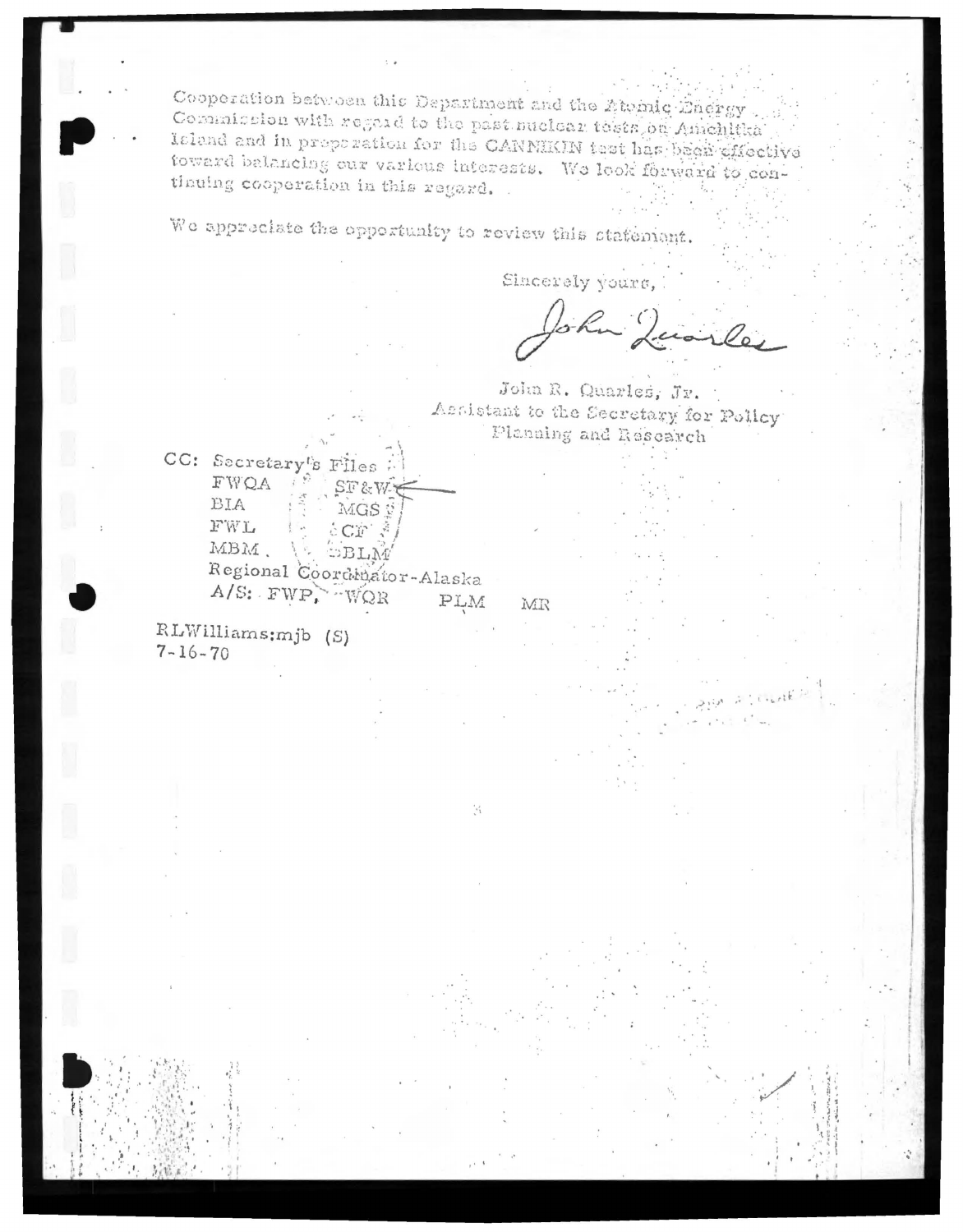Cooperation between this Department and the Atomic Energy Commission with regard to the past nuclear tests on Amchitka Island and in preparation for the CANNIKIN test has been effective toward balancing our various interests. We look forward to continuing cooperation in this regard.

We appreciate the opportunity to review this statement.

Sincerely yours,

John Quarles

John R. Quarles, Jr.
Assistant to the Secretary for Policy
Planning and Research

CC: Secretary's Files
FWQA SF&W
BIA MGS
FWL CF
MBM BLM
Regional Coordinator-Alaska
A/S: FWP, WQR PLM MR

RLWilliams:mjb (S)
7-16-70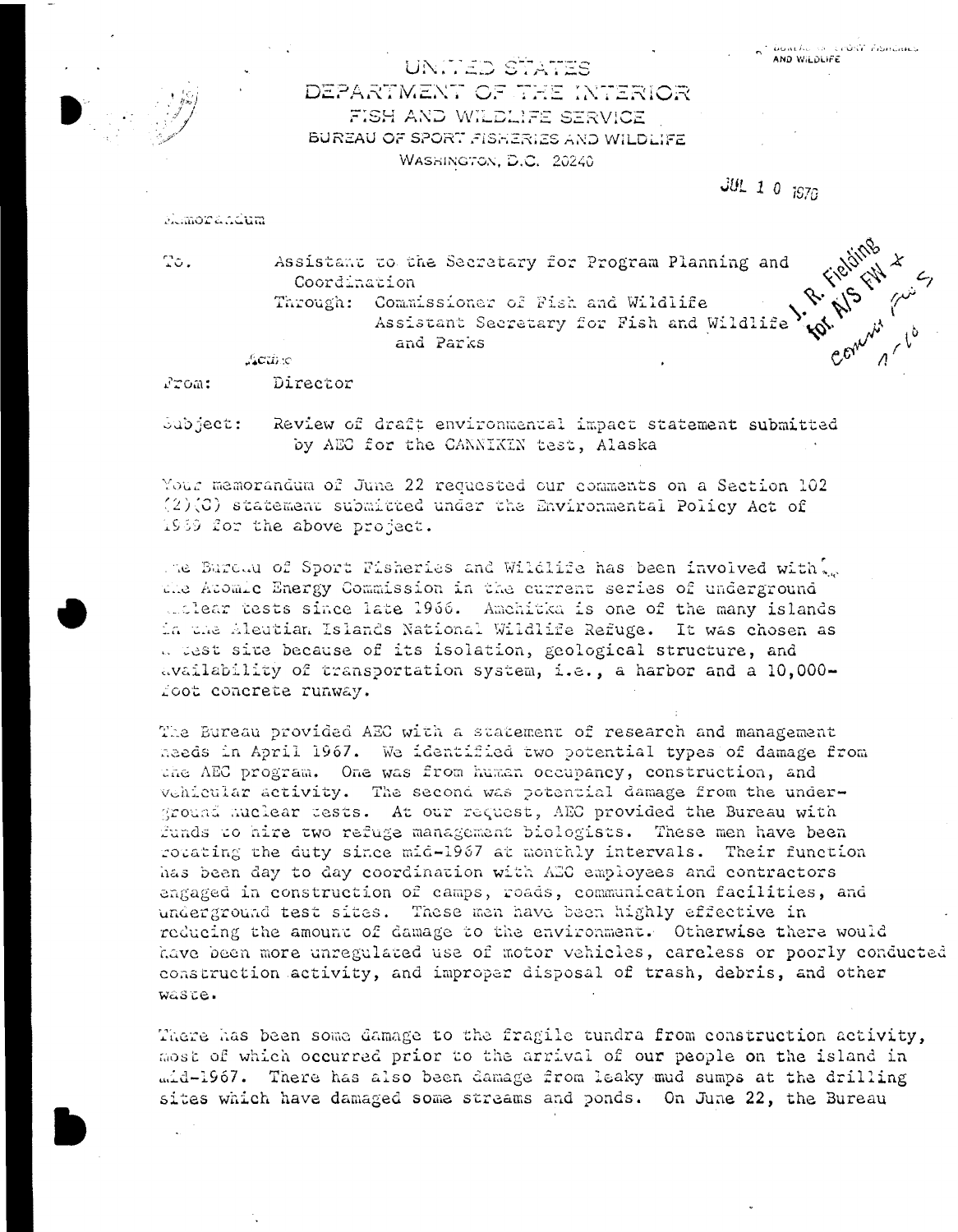BUREAU OF SPORT FISHERIES AND WILDLIFE

# UNITED STATES
## DEPARTMENT OF THE INTERIOR
### FISH AND WILDLIFE SERVICE
### BUREAU OF SPORT FISHERIES AND WILDLIFE
WASHINGTON, D.C. 20240

JUL 1 0 1970

Memorandum

To: Assistant to the Secretary for Program Planning and Coordination
Through: Commissioner of Fish and Wildlife
Assistant Secretary for Fish and Wildlife and Parks

Action

J. R. Fielding for A/S FW + Comm F+S 7-10

From: Director

Subject: Review of draft environmental impact statement submitted by AEC for the CANNIKIN test, Alaska

Your memorandum of June 22 requested our comments on a Section 102 (2)(C) statement submitted under the Environmental Policy Act of 1969 for the above project.

The Bureau of Sport Fisheries and Wildlife has been involved with the Atomic Energy Commission in the current series of underground nuclear tests since late 1966. Amchitka is one of the many islands in the Aleutian Islands National Wildlife Refuge. It was chosen as a test site because of its isolation, geological structure, and availability of transportation system, i.e., a harbor and a 10,000-foot concrete runway.

The Bureau provided AEC with a statement of research and management needs in April 1967. We identified two potential types of damage from the AEC program. One was from human occupancy, construction, and vehicular activity. The second was potential damage from the underground nuclear tests. At our request, AEC provided the Bureau with funds to hire two refuge management biologists. These men have been rotating the duty since mid-1967 at monthly intervals. Their function has been day to day coordination with AEC employees and contractors engaged in construction of camps, roads, communication facilities, and underground test sites. These men have been highly effective in reducing the amount of damage to the environment. Otherwise there would have been more unregulated use of motor vehicles, careless or poorly conducted construction activity, and improper disposal of trash, debris, and other waste.

There has been some damage to the fragile tundra from construction activity, most of which occurred prior to the arrival of our people on the island in mid-1967. There has also been damage from leaky mud sumps at the drilling sites which have damaged some streams and ponds. On June 22, the Bureau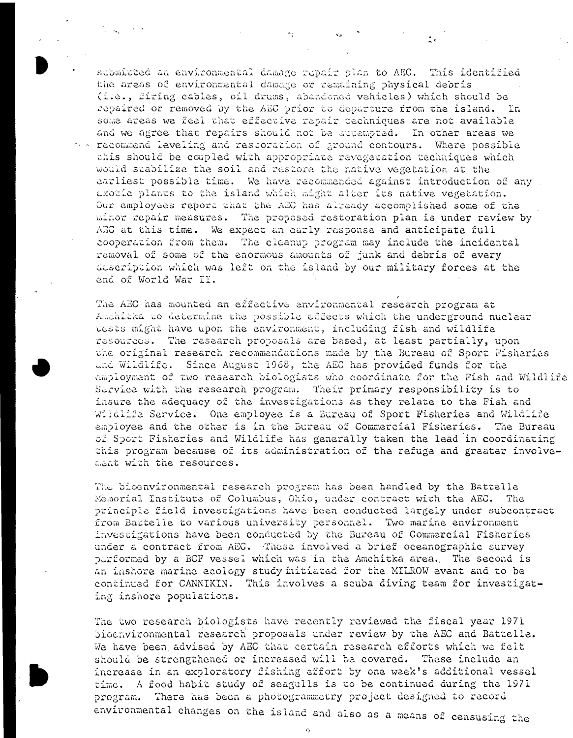submitted an environmental damage repair plan to AEC. This identified the areas of environmental damage or remaining physical debris (i.e., firing cables, oil drums, abandoned vehicles) which should be repaired or removed by the AEC prior to departure from the island. In some areas we feel that effective repair techniques are not available and we agree that repairs should not be attempted. In other areas we recommend leveling and restoration of ground contours. Where possible this should be coupled with appropriate revegetation techniques which would stabilize the soil and restore the native vegetation at the earliest possible time. We have recommended against introduction of any exotic plants to the island which might alter its native vegetation. Our employees report that the AEC has already accomplished some of the minor repair measures. The proposed restoration plan is under review by AEC at this time. We expect an early response and anticipate full cooperation from them. The cleanup program may include the incidental removal of some of the enormous amounts of junk and debris of every description which was left on the island by our military forces at the end of World War II.

The AEC has mounted an effective environmental research program at Amchitka to determine the possible effects which the underground nuclear tests might have upon the environment, including fish and wildlife resources. The research proposals are based, at least partially, upon the original research recommendations made by the Bureau of Sport Fisheries and Wildlife. Since August 1968, the AEC has provided funds for the employment of two research biologists who coordinate for the Fish and Wildlife Service with the research program. Their primary responsibility is to insure the adequacy of the investigations as they relate to the Fish and Wildlife Service. One employee is a Bureau of Sport Fisheries and Wildlife employee and the other is in the Bureau of Commercial Fisheries. The Bureau of Sport Fisheries and Wildlife has generally taken the lead in coordinating this program because of its administration of the refuge and greater involvement with the resources.

The bioenvironmental research program has been handled by the Battelle Memorial Institute of Columbus, Ohio, under contract with the AEC. The principle field investigations have been conducted largely under subcontract from Battelle to various university personnel. Two marine environment investigations have been conducted by the Bureau of Commercial Fisheries under a contract from AEC. These involved a brief oceanographic survey performed by a BCF vessel which was in the Amchitka area. The second is an inshore marine ecology study initiated for the MILROW event and to be continued for CANNIKIN. This involves a scuba diving team for investigating inshore populations.

The two research biologists have recently reviewed the fiscal year 1971 bioenvironmental research proposals under review by the AEC and Battelle. We have been advised by AEC that certain research efforts which we felt should be strengthened or increased will be covered. These include an increase in an exploratory fishing effort by one week's additional vessel time. A food habit study of seagulls is to be continued during the 1971 program. There has been a photogrammetry project designed to record environmental changes on the island and also as a means of censusing the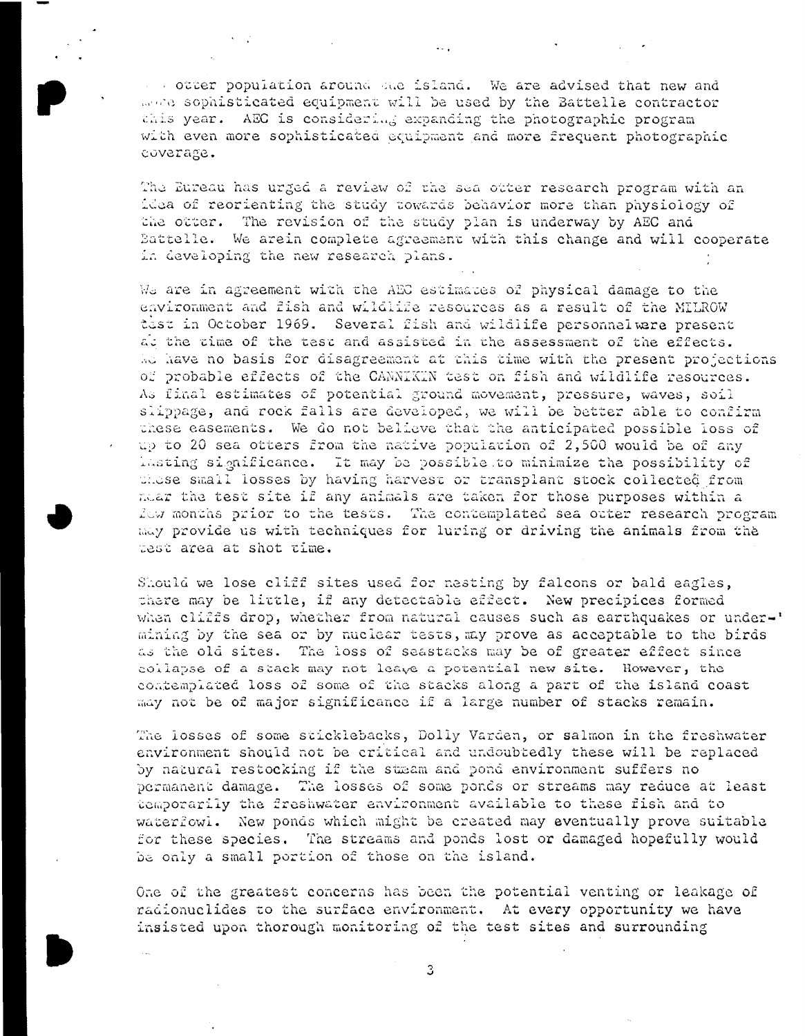otter population around the island. We are advised that new and more sophisticated equipment will be used by the Battelle contractor this year. AEC is considering expanding the photographic program with even more sophisticated equipment and more frequent photographic coverage.

The Bureau has urged a review of the sea otter research program with an idea of reorienting the study towards behavior more than physiology of the otter. The revision of the study plan is underway by AEC and Battelle. We arein complete agreement with this change and will cooperate in developing the new research plans.

We are in agreement with the AEC estimates of physical damage to the environment and fish and wildlife resources as a result of the MILROW test in October 1969. Several fish and wildlife personnel were present at the time of the test and assisted in the assessment of the effects. We have no basis for disagreement at this time with the present projections of probable effects of the CANNIKIN test on fish and wildlife resources. As final estimates of potential ground movement, pressure, waves, soil slippage, and rock falls are developed, we will be better able to confirm these easements. We do not believe that the anticipated possible loss of up to 20 sea otters from the native population of 2,500 would be of any lasting significance. It may be possible to minimize the possibility of these small losses by having harvest or transplant stock collected from near the test site if any animals are taken for those purposes within a few months prior to the tests. The contemplated sea otter research program may provide us with techniques for luring or driving the animals from the test area at shot time.

Should we lose cliff sites used for nesting by falcons or bald eagles, there may be little, if any detectable effect. New precipices formed when cliffs drop, whether from natural causes such as earthquakes or under-mining by the sea or by nuclear tests, may prove as acceptable to the birds as the old sites. The loss of seastacks may be of greater effect since collapse of a stack may not leave a potential new site. However, the contemplated loss of some of the stacks along a part of the island coast may not be of major significance if a large number of stacks remain.

The losses of some sticklebacks, Dolly Varden, or salmon in the freshwater environment should not be critical and undoubtedly these will be replaced by natural restocking if the stream and pond environment suffers no permanent damage. The losses of some ponds or streams may reduce at least temporarily the freshwater environment available to these fish and to waterfowl. New ponds which might be created may eventually prove suitable for these species. The streams and ponds lost or damaged hopefully would be only a small portion of those on the island.

One of the greatest concerns has been the potential venting or leakage of radionuclides to the surface environment. At every opportunity we have insisted upon thorough monitoring of the test sites and surrounding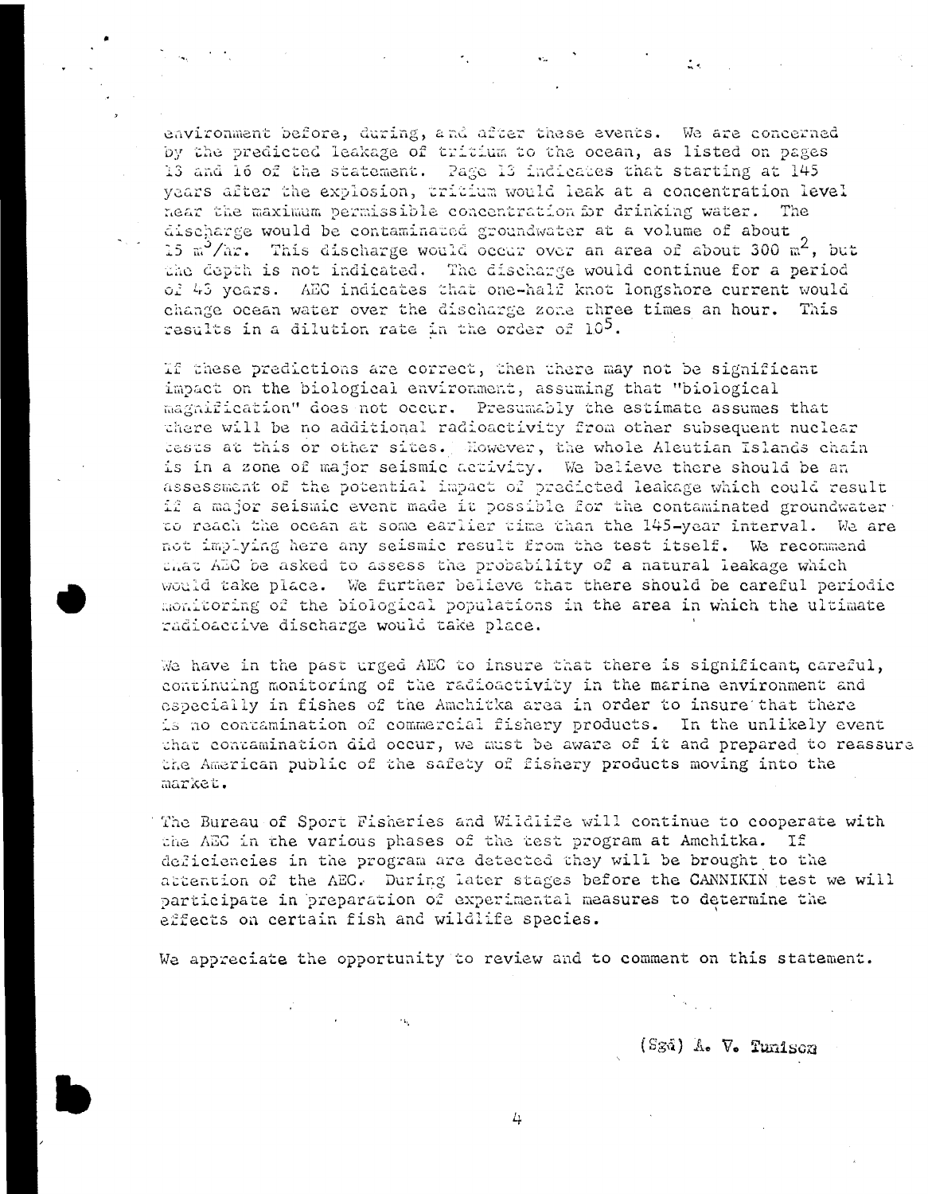environment before, during, and after these events. We are concerned by the predicted leakage of tritium to the ocean, as listed on pages 13 and 16 of the statement. Page 13 indicates that starting at 145 years after the explosion, tritium would leak at a concentration level near the maximum permissible concentration for drinking water. The discharge would be contaminated groundwater at a volume of about 15 $m^3$/hr. This discharge would occur over an area of about 300 $m^2$, but the depth is not indicated. The discharge would continue for a period of 43 years. AEC indicates that one-half knot longshore current would change ocean water over the discharge zone three times an hour. This results in a dilution rate in the order of $10^5$.

If these predictions are correct, then there may not be significant impact on the biological environment, assuming that "biological magnification" does not occur. Presumably the estimate assumes that there will be no additional radioactivity from other subsequent nuclear tests at this or other sites. However, the whole Aleutian Islands chain is in a zone of major seismic activity. We believe there should be an assessment of the potential impact of predicted leakage which could result if a major seismic event made it possible for the contaminated groundwater to reach the ocean at some earlier time than the 145-year interval. We are not implying here any seismic result from the test itself. We recommend that AEC be asked to assess the probability of a natural leakage which would take place. We further believe that there should be careful periodic monitoring of the biological populations in the area in which the ultimate radioactive discharge would take place.

We have in the past urged AEC to insure that there is significant, careful, continuing monitoring of the radioactivity in the marine environment and especially in fishes of the Amchitka area in order to insure that there is no contamination of commercial fishery products. In the unlikely event that contamination did occur, we must be aware of it and prepared to reassure the American public of the safety of fishery products moving into the market.

The Bureau of Sport Fisheries and Wildlife will continue to cooperate with the AEC in the various phases of the test program at Amchitka. If deficiencies in the program are detected they will be brought to the attention of the AEC. During later stages before the CANNIKIN test we will participate in preparation of experimental measures to determine the effects on certain fish and wildlife species.

We appreciate the opportunity to review and to comment on this statement.

(Sgd) A. V. Tunison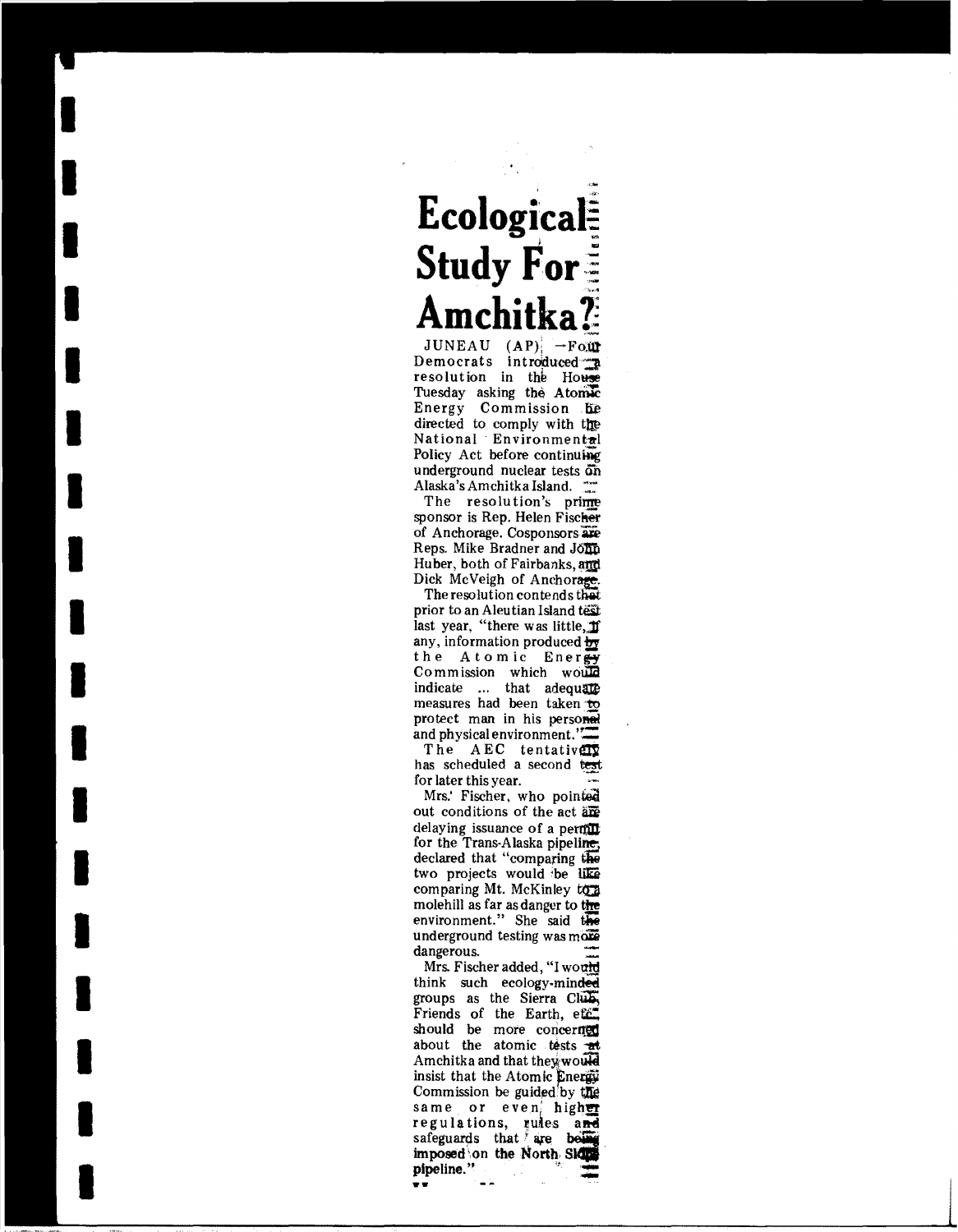# Ecological Study For Amchitka?

JUNEAU (AP) —Four Democrats introduced a resolution in the House Tuesday asking the Atomic Energy Commission be directed to comply with the National Environmental Policy Act before continuing underground nuclear tests on Alaska's Amchitka Island.

The resolution's prime sponsor is Rep. Helen Fischer of Anchorage. Cosponsors are Reps. Mike Bradner and John Huber, both of Fairbanks, and Dick McVeigh of Anchorage.

The resolution contends that prior to an Aleutian Island test last year, "there was little, if any, information produced by the Atomic Energy Commission which would indicate ... that adequate measures had been taken to protect man in his personal and physical environment."

The AEC tentatively has scheduled a second test for later this year.

Mrs. Fischer, who pointed out conditions of the act are delaying issuance of a permit for the Trans-Alaska pipeline, declared that "comparing the two projects would be like comparing Mt. McKinley to a molehill as far as danger to the environment." She said the underground testing was more dangerous.

Mrs. Fischer added, "I would think such ecology-minded groups as the Sierra Club, Friends of the Earth, etc. should be more concerned about the atomic tests at Amchitka and that they would insist that the Atomic Energy Commission be guided by the same or even higher regulations, rules and safeguards that are being imposed on the North Slope pipeline."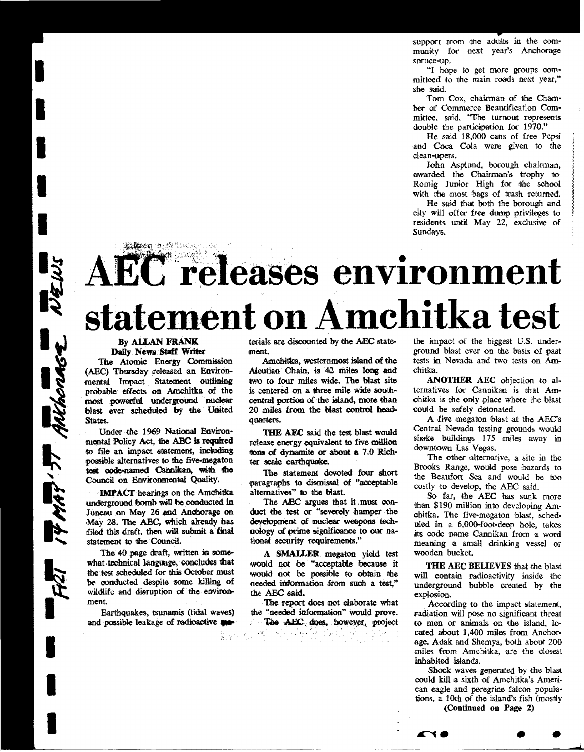support from the adults in the community for next year's Anchorage spruce-up.

"I hope to get more groups committed to the main roads next year," she said.

Tom Cox, chairman of the Chamber of Commerce Beautification Committee, said, "The turnout represents double the participation for 1970."

He said 18,000 cans of free Pepsi and Coca Cola were given to the clean-upers.

John Asplund, borough chairman, awarded the Chairman's trophy to Romig Junior High for the school with the most bags of trash returned.

He said that both the borough and city will offer free dump privileges to residents until May 22, exclusive of Sundays.

FA21 14 MAY 71 ANCHORAGE NEWS

# AEC releases environment statement on Amchitka test

**By ALLAN FRANK**
**Daily News Staff Writer**

The Atomic Energy Commission (AEC) Thursday released an Environmental Impact Statement outlining probable effects on Amchitka of the most powerful underground nuclear blast ever scheduled by the United States.

Under the 1969 National Environmental Policy Act, the AEC is required to file an impact statement, including possible alternatives to the five-megaton test code-named Cannikan, with the Council on Environmental Quality.

**IMPACT** hearings on the Amchitka underground bomb will be conducted in Juneau on May 26 and Anchorage on May 28. The AEC, which already has filed this draft, then will submit a final statement to the Council.

The 40 page draft, written in somewhat technical language, concludes that the test scheduled for this October must be conducted despite some killing of wildlife and disruption of the environment.

Earthquakes, tsunamis (tidal waves) and possible leakage of radioactive materials are discounted by the AEC statement.

Amchitka, westernmost island of the Aleutian Chain, is 42 miles long and two to four miles wide. The blast site is centered on a three mile wide south-central portion of the island, more than 20 miles from the blast control headquarters.

**THE AEC** said the test blast would release energy equivalent to five million tons of dynamite or about a 7.0 Richter scale earthquake.

The statement devoted four short paragraphs to dismissal of "acceptable alternatives" to the blast.

The AEC argues that it must conduct the test or "severely hamper the development of nuclear weapons technology of prime significance to our national security requirements."

**A SMALLER** megaton yield test would not be "acceptable because it would not be possible to obtain the needed information from such a test," the AEC said.

The report does not elaborate what the "needed information" would prove.

The AEC does, however, project the impact of the biggest U.S. underground blast ever on the basis of past tests in Nevada and two tests on Amchitka.

**ANOTHER** AEC objection to alternatives for Cannikan is that Amchitka is the only place where the blast could be safely detonated.

A five megaton blast at the AEC's Central Nevada testing grounds would shake buildings 175 miles away in downtown Las Vegas.

The other alternative, a site in the Brooks Range, would pose hazards to the Beaufort Sea and would be too costly to develop, the AEC said.

So far, the AEC has sunk more than $190 million into developing Amchitka. The five-megaton blast, scheduled in a 6,000-foot-deep hole, takes its code name Cannikan from a word meaning a small drinking vessel or wooden bucket.

**THE AEC BELIEVES** that the blast will contain radioactivity inside the underground bubble created by the explosion.

According to the impact statement, radiation will pose no significant threat to men or animals on the island, located about 1,400 miles from Anchorage. Adak and Shemya, both about 200 miles from Amchitka, are the closest inhabited islands.

Shock waves generated by the blast could kill a sixth of Amchitka's American eagle and peregrine falcon populations, a 10th of the island's fish (mostly

**(Continued on Page 2)**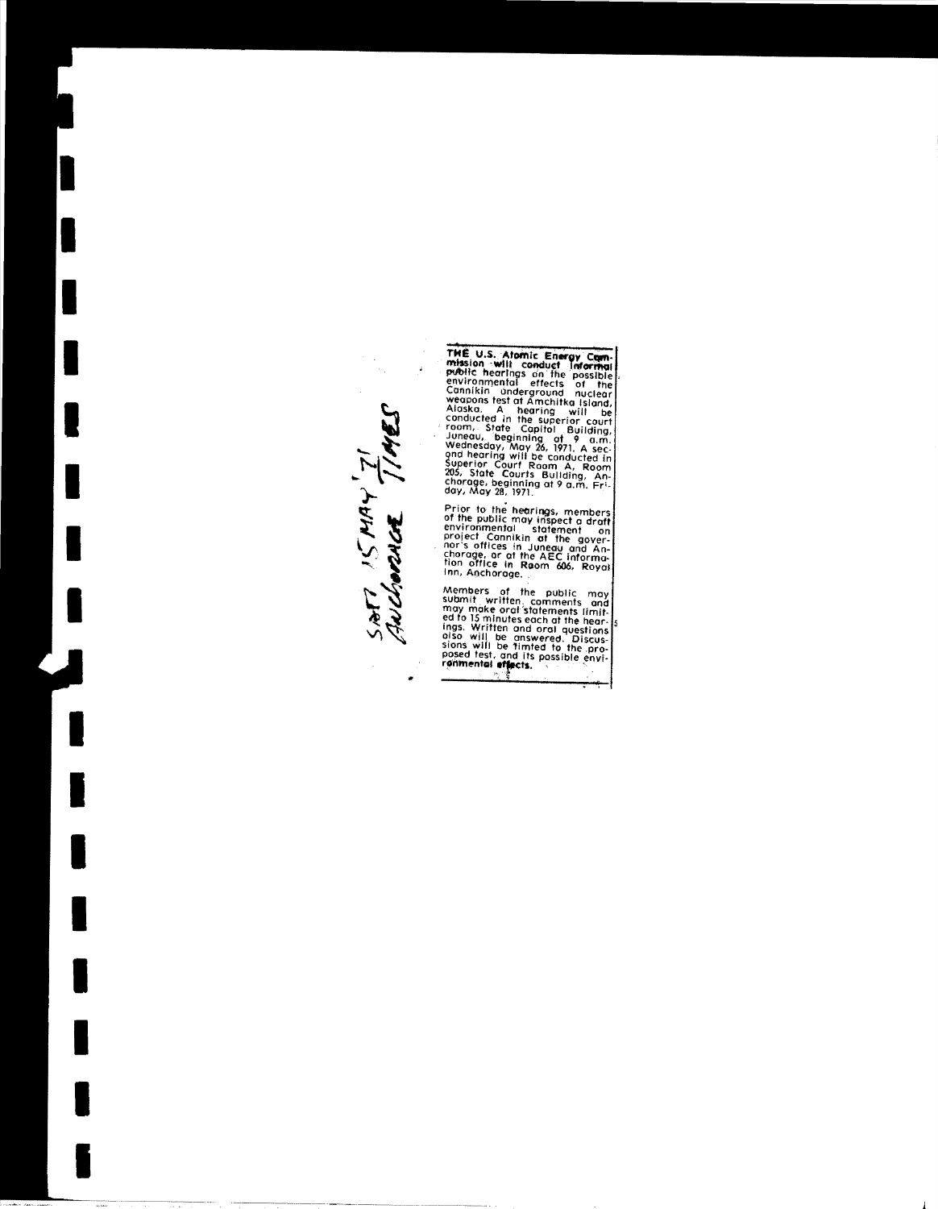SAT 15 MAY '71
Anchorage Times

THE U.S. Atomic Energy Commission will conduct informal public hearings on the possible environmental effects of the Cannikin underground nuclear weapons test at Amchitka Island, Alaska. A hearing will be conducted in the superior court room, State Capitol Building, Juneau, beginning at 9 a.m. Wednesday, May 26, 1971. A second hearing will be conducted in Superior Court Room A, Room 205, State Courts Building, Anchorage, beginning at 9 a.m. Friday, May 28, 1971.

Prior to the hearings, members of the public may inspect a draft environmental statement on project Cannikin at the governor's offices in Juneau and Anchorage, or at the AEC information office in Room 606, Royal Inn, Anchorage.

Members of the public may submit written comments and may make oral statements limited to 15 minutes each at the hearings. Written and oral questions also will be answered. Discussions will be limited to the proposed test, and its possible environmental effects.